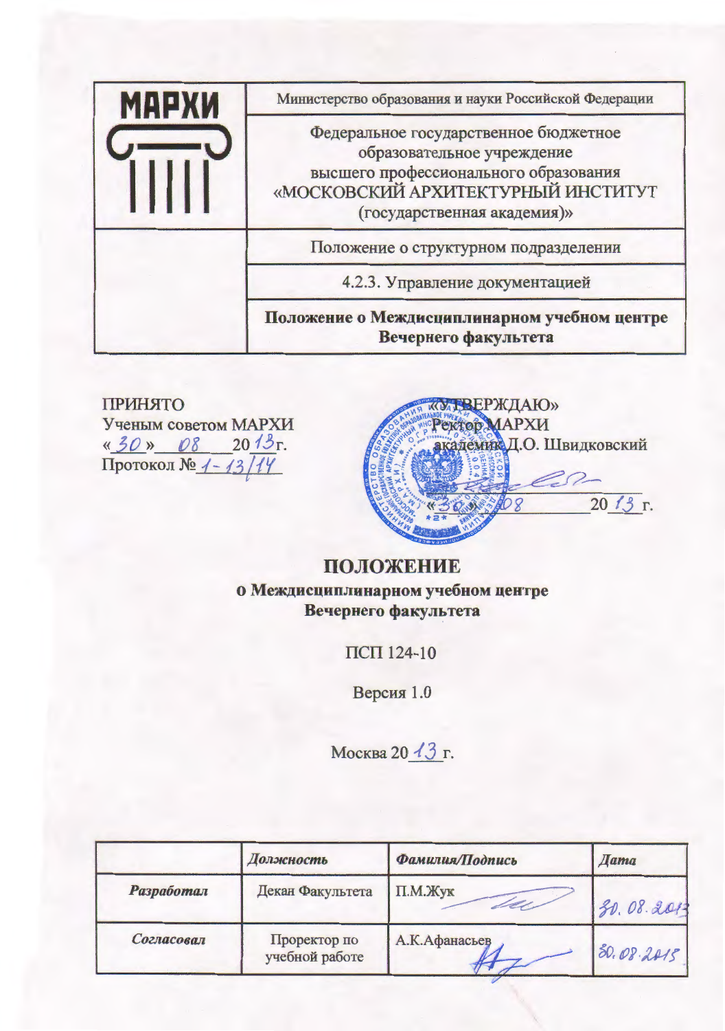| МАРХИ | Министерство образования и науки Российской Федерации |
|---|---|
| | Федеральное государственное бюджетное образовательное учреждение высшего профессионального образования «МОСКОВСКИЙ АРХИТЕКТУРНЫЙ ИНСТИТУТ (государственная академия)» |
| | Положение о структурном подразделении |
| | 4.2.3. Управление документацией |
| | **Положение о Междисциплинарном учебном центре Вечернего факультета** |

ПРИНЯТО
Ученым советом МАРХИ
«30» 08 2013г.
Протокол № 1-13/14

«УТВЕРЖДАЮ»
Ректор МАРХИ
академик Д.О. Швидковский
«30» 08 2013 г.

# ПОЛОЖЕНИЕ

## о Междисциплинарном учебном центре Вечернего факультета

ПСП 124-10

Версия 1.0

Москва 2013 г.

| | *Должность* | *Фамилия/Подпись* | *Дата* |
|---|---|---|---|
| ***Разработал*** | Декан Факультета | П.М.Жук | 30.08.2013 |
| ***Согласовал*** | Проректор по учебной работе | А.К.Афанасьев | 30.08.2013 |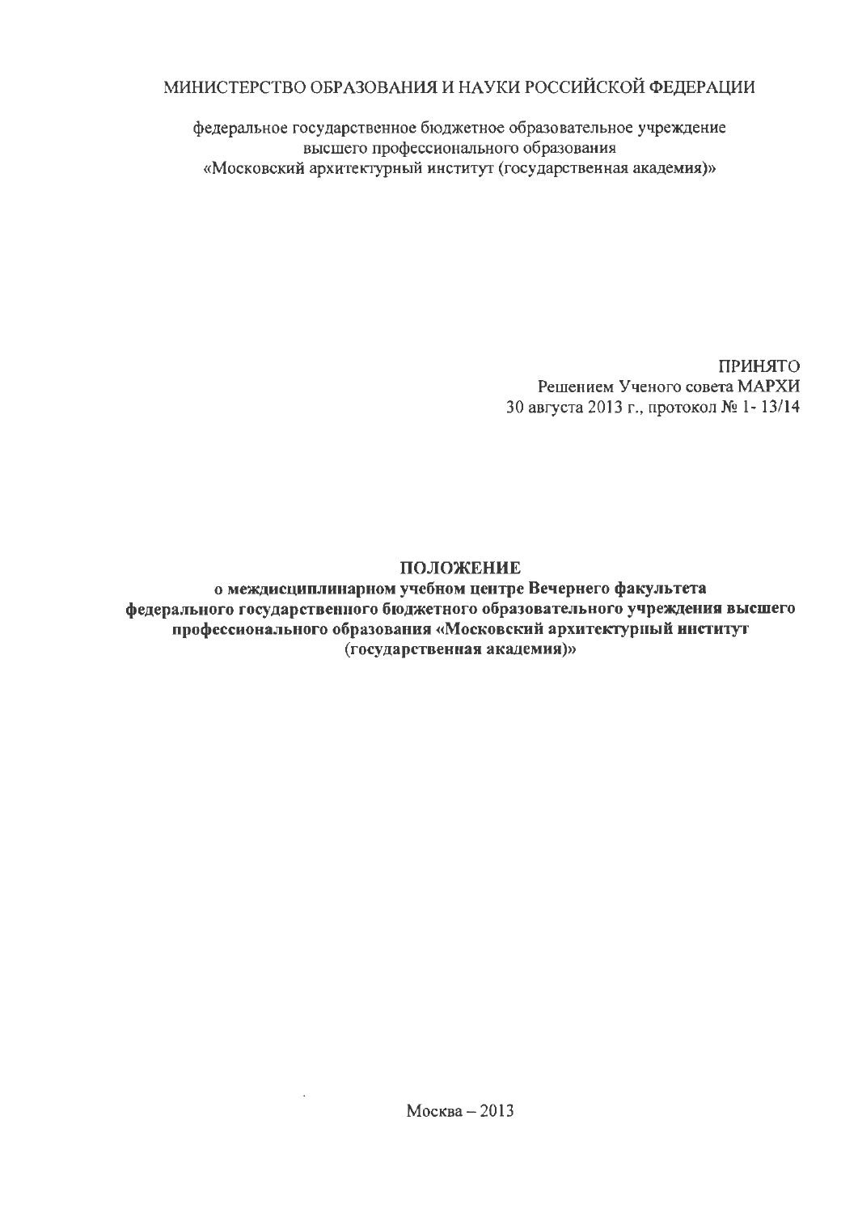МИНИСТЕРСТВО ОБРАЗОВАНИЯ И НАУКИ РОССИЙСКОЙ ФЕДЕРАЦИИ

федеральное государственное бюджетное образовательное учреждение
высшего профессионального образования
«Московский архитектурный институт (государственная академия)»

ПРИНЯТО
Решением Ученого совета МАРХИ
30 августа 2013 г., протокол № 1- 13/14

# ПОЛОЖЕНИЕ
**о междисциплинарном учебном центре Вечернего факультета федерального государственного бюджетного образовательного учреждения высшего профессионального образования «Московский архитектурный институт (государственная академия)»**

Москва – 2013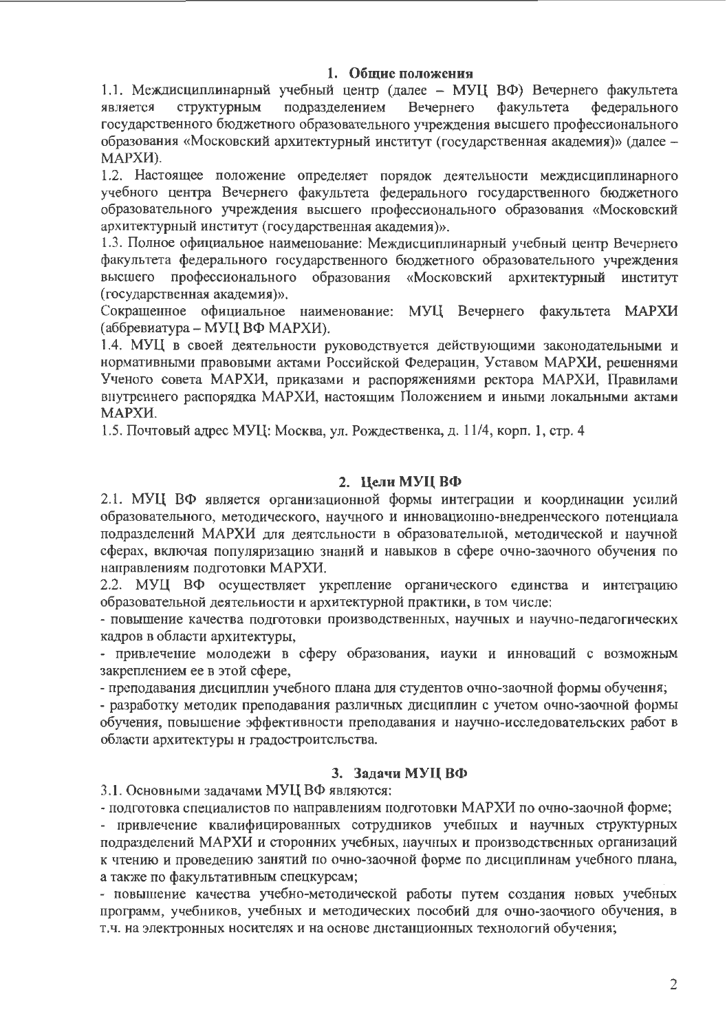## 1. Общие положения

1.1. Междисциплинарный учебный центр (далее – МУЦ ВФ) Вечернего факультета является структурным подразделением Вечернего факультета федерального государственного бюджетного образовательного учреждения высшего профессионального образования «Московский архитектурный институт (государственная академия)» (далее – МАРХИ).

1.2. Настоящее положение определяет порядок деятельности междисциплинарного учебного центра Вечернего факультета федерального государственного бюджетного образовательного учреждения высшего профессионального образования «Московский архитектурный институт (государственная академия)».

1.3. Полное официальное наименование: Междисциплинарный учебный центр Вечернего факультета федерального государственного бюджетного образовательного учреждения высшего профессионального образования «Московский архитектурный институт (государственная академия)».

Сокращенное официальное наименование: МУЦ Вечернего факультета МАРХИ (аббревиатура – МУЦ ВФ МАРХИ).

1.4. МУЦ в своей деятельности руководствуется действующими законодательными и нормативными правовыми актами Российской Федерации, Уставом МАРХИ, решениями Ученого совета МАРХИ, приказами и распоряжениями ректора МАРХИ, Правилами внутреннего распорядка МАРХИ, настоящим Положением и иными локальными актами МАРХИ.

1.5. Почтовый адрес МУЦ: Москва, ул. Рождественка, д. 11/4, корп. 1, стр. 4

## 2. Цели МУЦ ВФ

2.1. МУЦ ВФ является организационной формы интеграции и координации усилий образовательного, методического, научного и инновационно-внедренческого потенциала подразделений МАРХИ для деятельности в образовательной, методической и научной сферах, включая популяризацию знаний и навыков в сфере очно-заочного обучения по направлениям подготовки МАРХИ.

2.2. МУЦ ВФ осуществляет укрепление органического единства и интеграцию образовательной деятельности и архитектурной практики, в том числе:

- повышение качества подготовки производственных, научных и научно-педагогических кадров в области архитектуры,
- привлечение молодежи в сферу образования, науки и инноваций с возможным закреплением ее в этой сфере,
- преподавания дисциплин учебного плана для студентов очно-заочной формы обучения;
- разработку методик преподавания различных дисциплин с учетом очно-заочной формы обучения, повышение эффективности преподавания и научно-исследовательских работ в области архитектуры и градостроительства.

## 3. Задачи МУЦ ВФ

3.1. Основными задачами МУЦ ВФ являются:

- подготовка специалистов по направлениям подготовки МАРХИ по очно-заочной форме;
- привлечение квалифицированных сотрудников учебных и научных структурных подразделений МАРХИ и сторонних учебных, научных и производственных организаций к чтению и проведению занятий по очно-заочной форме по дисциплинам учебного плана, а также по факультативным спецкурсам;
- повышение качества учебно-методической работы путем создания новых учебных программ, учебников, учебных и методических пособий для очно-заочного обучения, в т.ч. на электронных носителях и на основе дистанционных технологий обучения;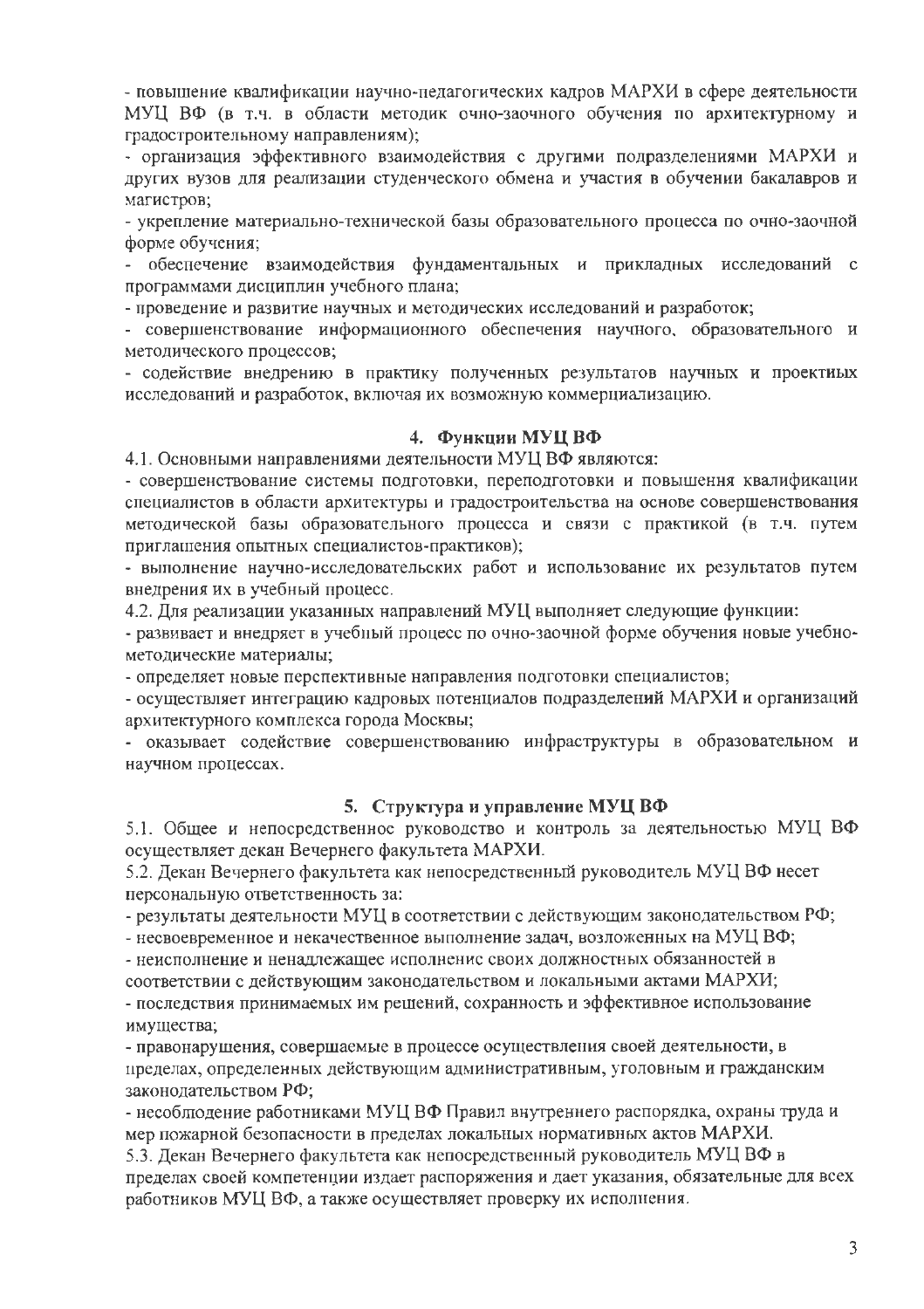- повышение квалификации научно-педагогических кадров МАРХИ в сфере деятельности МУЦ ВФ (в т.ч. в области методик очно-заочного обучения по архитектурному и градостроительному направлениям);
- организация эффективного взаимодействия с другими подразделениями МАРХИ и других вузов для реализации студенческого обмена и участия в обучении бакалавров и магистров;
- укрепление материально-технической базы образовательного процесса по очно-заочной форме обучения;
- обеспечение взаимодействия фундаментальных и прикладных исследований с программами дисциплин учебного плана;
- проведение и развитие научных и методических исследований и разработок;
- совершенствование информационного обеспечения научного, образовательного и методического процессов;
- содействие внедрению в практику полученных результатов научных и проектных исследований и разработок, включая их возможную коммерциализацию.

## 4. Функции МУЦ ВФ

4.1. Основными направлениями деятельности МУЦ ВФ являются:
- совершенствование системы подготовки, переподготовки и повышения квалификации специалистов в области архитектуры и градостроительства на основе совершенствования методической базы образовательного процесса и связи с практикой (в т.ч. путем приглашения опытных специалистов-практиков);
- выполнение научно-исследовательских работ и использование их результатов путем внедрения их в учебный процесс.

4.2. Для реализации указанных направлений МУЦ выполняет следующие функции:
- развивает и внедряет в учебный процесс по очно-заочной форме обучения новые учебно-методические материалы;
- определяет новые перспективные направления подготовки специалистов;
- осуществляет интеграцию кадровых потенциалов подразделений МАРХИ и организаций архитектурного комплекса города Москвы;
- оказывает содействие совершенствованию инфраструктуры в образовательном и научном процессах.

## 5. Структура и управление МУЦ ВФ

5.1. Общее и непосредственное руководство и контроль за деятельностью МУЦ ВФ осуществляет декан Вечернего факультета МАРХИ.

5.2. Декан Вечернего факультета как непосредственный руководитель МУЦ ВФ несет персональную ответственность за:
- результаты деятельности МУЦ в соответствии с действующим законодательством РФ;
- несвоевременное и некачественное выполнение задач, возложенных на МУЦ ВФ;
- неисполнение и ненадлежащее исполнение своих должностных обязанностей в соответствии с действующим законодательством и локальными актами МАРХИ;
- последствия принимаемых им решений, сохранность и эффективное использование имущества;
- правонарушения, совершаемые в процессе осуществления своей деятельности, в пределах, определенных действующим административным, уголовным и гражданским законодательством РФ;
- несоблюдение работниками МУЦ ВФ Правил внутреннего распорядка, охраны труда и мер пожарной безопасности в пределах локальных нормативных актов МАРХИ.

5.3. Декан Вечернего факультета как непосредственный руководитель МУЦ ВФ в пределах своей компетенции издает распоряжения и дает указания, обязательные для всех работников МУЦ ВФ, а также осуществляет проверку их исполнения.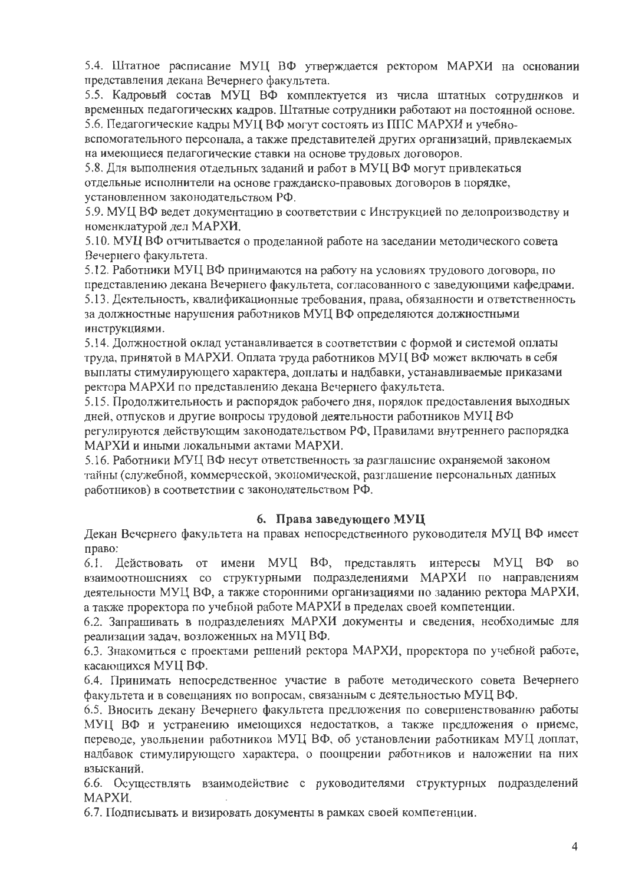5.4. Штатное расписание МУЦ ВФ утверждается ректором МАРХИ на основании представления декана Вечернего факультета.

5.5. Кадровый состав МУЦ ВФ комплектуется из числа штатных сотрудников и временных педагогических кадров. Штатные сотрудники работают на постоянной основе.

5.6. Педагогические кадры МУЦ ВФ могут состоять из ППС МАРХИ и учебно-вспомогательного персонала, а также представителей других организаций, привлекаемых на имеющиеся педагогические ставки на основе трудовых договоров.

5.8. Для выполнения отдельных заданий и работ в МУЦ ВФ могут привлекаться отдельные исполнители на основе гражданско-правовых договоров в порядке, установленном законодательством РФ.

5.9. МУЦ ВФ ведет документацию в соответствии с Инструкцией по делопроизводству и номенклатурой дел МАРХИ.

5.10. МУЦ ВФ отчитывается о проделанной работе на заседании методического совета Вечернего факультета.

5.12. Работники МУЦ ВФ принимаются на работу на условиях трудового договора, по представлению декана Вечернего факультета, согласованного с заведующими кафедрами.

5.13. Деятельность, квалификационные требования, права, обязанности и ответственность за должностные нарушения работников МУЦ ВФ определяются должностными инструкциями.

5.14. Должностной оклад устанавливается в соответствии с формой и системой оплаты труда, принятой в МАРХИ. Оплата труда работников МУЦ ВФ может включать в себя выплаты стимулирующего характера, доплаты и надбавки, устанавливаемые приказами ректора МАРХИ по представлению декана Вечернего факультета.

5.15. Продолжительность и распорядок рабочего дня, порядок предоставления выходных дней, отпусков и другие вопросы трудовой деятельности работников МУЦ ВФ регулируются действующим законодательством РФ, Правилами внутреннего распорядка МАРХИ и иными локальными актами МАРХИ.

5.16. Работники МУЦ ВФ несут ответственность за разглашение охраняемой законом тайны (служебной, коммерческой, экономической, разглашение персональных данных работников) в соответствии с законодательством РФ.

## 6. Права заведующего МУЦ

Декан Вечернего факультета на правах непосредственного руководителя МУЦ ВФ имеет право:

6.1. Действовать от имени МУЦ ВФ, представлять интересы МУЦ ВФ во взаимоотношениях со структурными подразделениями МАРХИ по направлениям деятельности МУЦ ВФ, а также сторонними организациями по заданию ректора МАРХИ, а также проректора по учебной работе МАРХИ в пределах своей компетенции.

6.2. Запрашивать в подразделениях МАРХИ документы и сведения, необходимые для реализации задач, возложенных на МУЦ ВФ.

6.3. Знакомиться с проектами решений ректора МАРХИ, проректора по учебной работе, касающихся МУЦ ВФ.

6.4. Принимать непосредственное участие в работе методического совета Вечернего факультета и в совещаниях по вопросам, связанным с деятельностью МУЦ ВФ.

6.5. Вносить декану Вечернего факультета предложения по совершенствованию работы МУЦ ВФ и устранению имеющихся недостатков, а также предложения о приеме, переводе, увольнении работников МУЦ ВФ, об установлении работникам МУЦ доплат, надбавок стимулирующего характера, о поощрении работников и наложении на них взысканий.

6.6. Осуществлять взаимодействие с руководителями структурных подразделений МАРХИ.

6.7. Подписывать и визировать документы в рамках своей компетенции.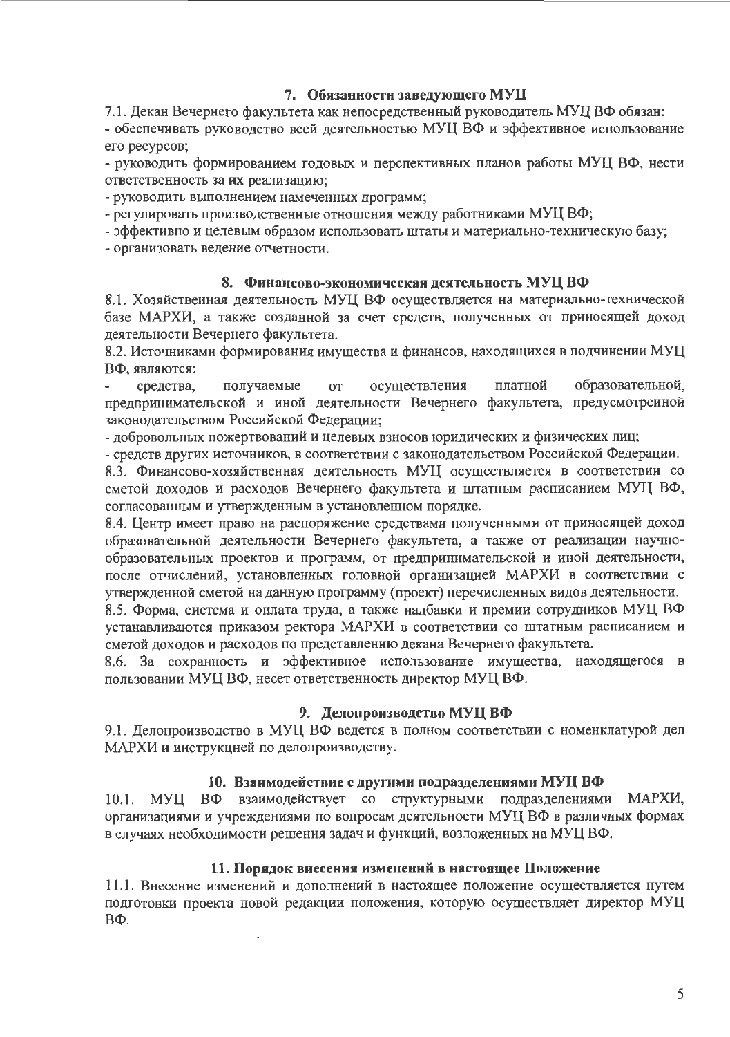## 7. Обязанности заведующего МУЦ

7.1. Декан Вечернего факультета как непосредственный руководитель МУЦ ВФ обязан:

- обеспечивать руководство всей деятельностью МУЦ ВФ и эффективное использование его ресурсов;
- руководить формированием годовых и перспективных планов работы МУЦ ВФ, нести ответственность за их реализацию;
- руководить выполнением намеченных программ;
- регулировать производственные отношения между работниками МУЦ ВФ;
- эффективно и целевым образом использовать штаты и материально-техническую базу;
- организовать ведение отчетности.

## 8. Финансово-экономическая деятельность МУЦ ВФ

8.1. Хозяйственная деятельность МУЦ ВФ осуществляется на материально-технической базе МАРХИ, а также созданной за счет средств, полученных от приносящей доход деятельности Вечернего факультета.

8.2. Источниками формирования имущества и финансов, находящихся в подчинении МУЦ ВФ, являются:

- средства, получаемые от осуществления платной образовательной, предпринимательской и иной деятельности Вечернего факультета, предусмотренной законодательством Российской Федерации;
- добровольных пожертвований и целевых взносов юридических и физических лиц;
- средств других источников, в соответствии с законодательством Российской Федерации.

8.3. Финансово-хозяйственная деятельность МУЦ осуществляется в соответствии со сметой доходов и расходов Вечернего факультета и штатным расписанием МУЦ ВФ, согласованным и утвержденным в установленном порядке.

8.4. Центр имеет право на распоряжение средствами полученными от приносящей доход образовательной деятельности Вечернего факультета, а также от реализации научно-образовательных проектов и программ, от предпринимательской и иной деятельности, после отчислений, установленных головной организацией МАРХИ в соответствии с утвержденной сметой на данную программу (проект) перечисленных видов деятельности.

8.5. Форма, система и оплата труда, а также надбавки и премии сотрудников МУЦ ВФ устанавливаются приказом ректора МАРХИ в соответствии со штатным расписанием и сметой доходов и расходов по представлению декана Вечернего факультета.

8.6. За сохранность и эффективное использование имущества, находящегося в пользовании МУЦ ВФ, несет ответственность директор МУЦ ВФ.

## 9. Делопроизводство МУЦ ВФ

9.1. Делопроизводство в МУЦ ВФ ведется в полном соответствии с номенклатурой дел МАРХИ и инструкцией по делопроизводству.

## 10. Взаимодействие с другими подразделениями МУЦ ВФ

10.1. МУЦ ВФ взаимодействует со структурными подразделениями МАРХИ, организациями и учреждениями по вопросам деятельности МУЦ ВФ в различных формах в случаях необходимости решения задач и функций, возложенных на МУЦ ВФ.

## 11. Порядок внесения изменений в настоящее Положение

11.1. Внесение изменений и дополнений в настоящее положение осуществляется путем подготовки проекта новой редакции положения, которую осуществляет директор МУЦ ВФ.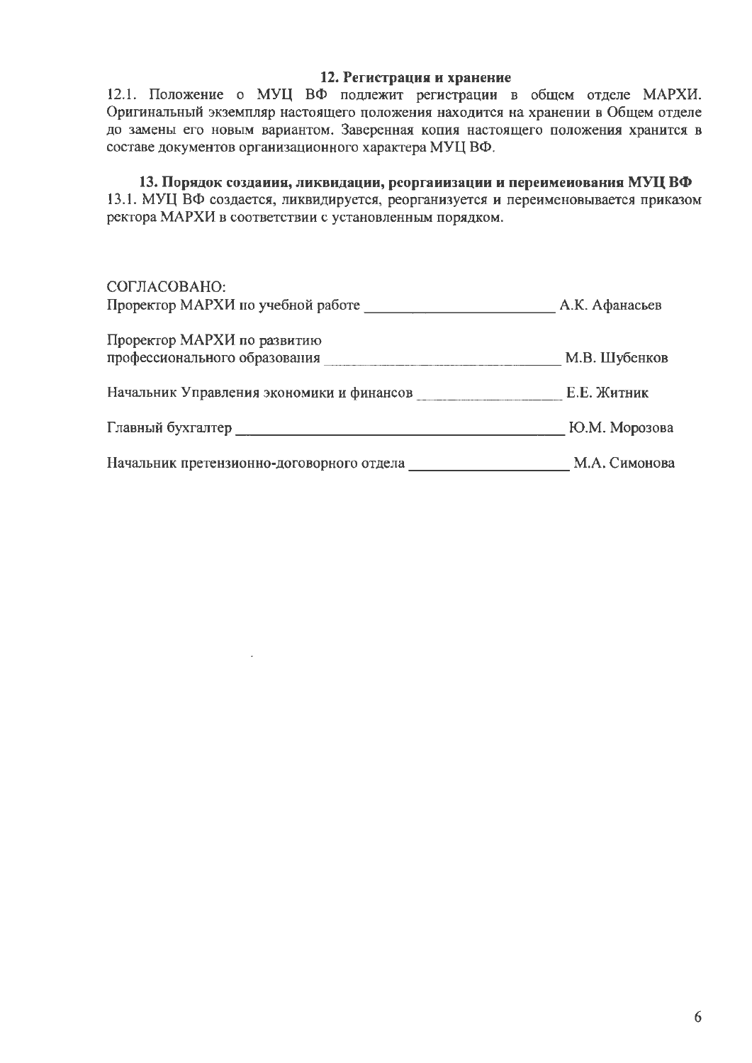## 12. Регистрация и хранение

12.1. Положение о МУЦ ВФ подлежит регистрации в общем отделе МАРХИ. Оригинальный экземпляр настоящего положения находится на хранении в Общем отделе до замены его новым вариантом. Заверенная копия настоящего положения хранится в составе документов организационного характера МУЦ ВФ.

## 13. Порядок создания, ликвидации, реорганизации и переименования МУЦ ВФ

13.1. МУЦ ВФ создается, ликвидируется, реорганизуется и переименовывается приказом ректора МАРХИ в соответствии с установленным порядком.

СОГЛАСОВАНО:

Проректор МАРХИ по учебной работе ________________________ А.К. Афанасьев

Проректор МАРХИ по развитию
профессионального образования ________________________ М.В. Шубенков

Начальник Управления экономики и финансов ________________ Е.Е. Житник

Главный бухгалтер ________________________________________ Ю.М. Морозова

Начальник претензионно-договорного отдела __________________ М.А. Симонова